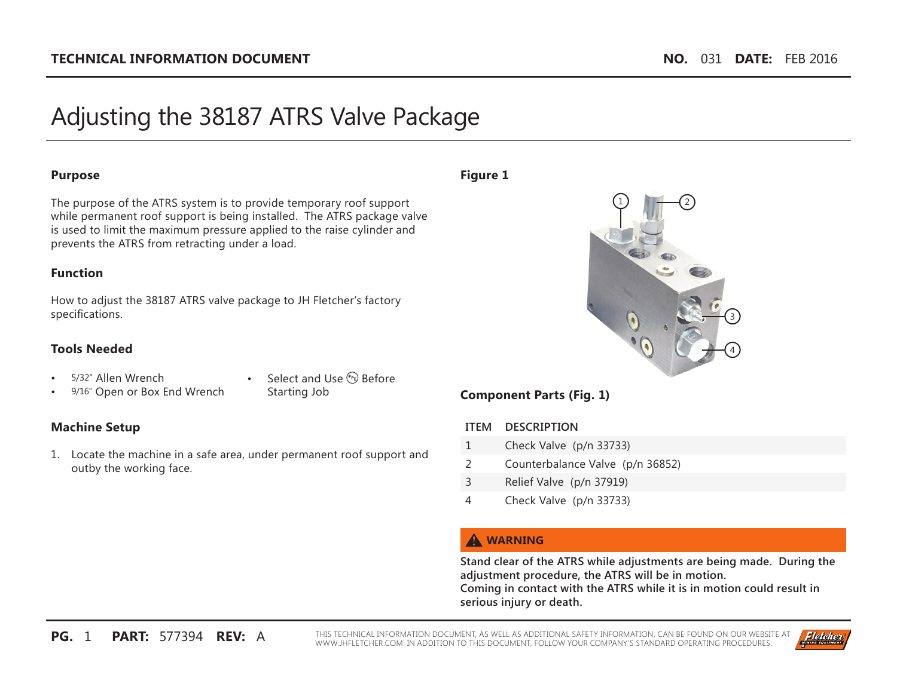**TECHNICAL INFORMATION DOCUMENT** **NO.** 031 **DATE:** FEB 2016

# Adjusting the 38187 ATRS Valve Package

## Purpose

The purpose of the ATRS system is to provide temporary roof support while permanent roof support is being installed. The ATRS package valve is used to limit the maximum pressure applied to the raise cylinder and prevents the ATRS from retracting under a load.

## Function

How to adjust the 38187 ATRS valve package to JH Fletcher's factory specifications.

## Tools Needed

- 5/32" Allen Wrench
- 9/16" Open or Box End Wrench
- Select and Use PPE Before Starting Job

## Machine Setup

1. Locate the machine in a safe area, under permanent roof support and outby the working face.

**Figure 1**

## Component Parts (Fig. 1)

| ITEM | DESCRIPTION |
| --- | --- |
| 1 | Check Valve (p/n 33733) |
| 2 | Counterbalance Valve (p/n 36852) |
| 3 | Relief Valve (p/n 37919) |
| 4 | Check Valve (p/n 33733) |

**⚠ WARNING**

**Stand clear of the ATRS while adjustments are being made. During the adjustment procedure, the ATRS will be in motion.**
**Coming in contact with the ATRS while it is in motion could result in serious injury or death.**

**PG.** 1 **PART:** 577394 **REV:** A

THIS TECHNICAL INFORMATION DOCUMENT, AS WELL AS ADDITIONAL SAFETY INFORMATION, CAN BE FOUND ON OUR WEBSITE AT WWW.JHFLETCHER.COM. IN ADDITION TO THIS DOCUMENT, FOLLOW YOUR COMPANY'S STANDARD OPERATING PROCEDURES.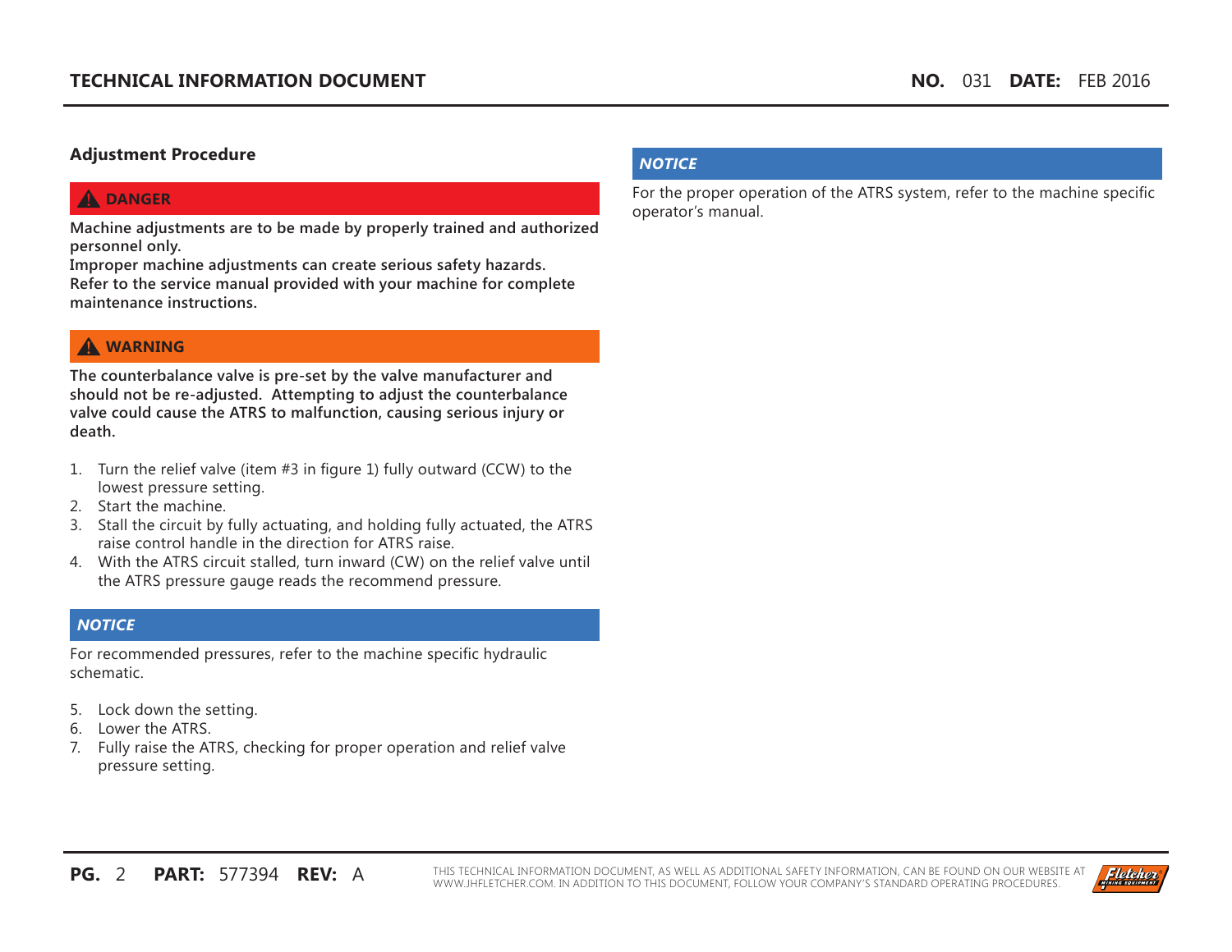## Adjustment Procedure

**⚠ DANGER**

**Machine adjustments are to be made by properly trained and authorized personnel only.**
**Improper machine adjustments can create serious safety hazards.**
**Refer to the service manual provided with your machine for complete maintenance instructions.**

**⚠ WARNING**

**The counterbalance valve is pre-set by the valve manufacturer and should not be re-adjusted. Attempting to adjust the counterbalance valve could cause the ATRS to malfunction, causing serious injury or death.**

1. Turn the relief valve (item #3 in figure 1) fully outward (CCW) to the lowest pressure setting.
2. Start the machine.
3. Stall the circuit by fully actuating, and holding fully actuated, the ATRS raise control handle in the direction for ATRS raise.
4. With the ATRS circuit stalled, turn inward (CW) on the relief valve until the ATRS pressure gauge reads the recommend pressure.

***NOTICE***

For recommended pressures, refer to the machine specific hydraulic schematic.

5. Lock down the setting.
6. Lower the ATRS.
7. Fully raise the ATRS, checking for proper operation and relief valve pressure setting.

***NOTICE***

For the proper operation of the ATRS system, refer to the machine specific operator's manual.